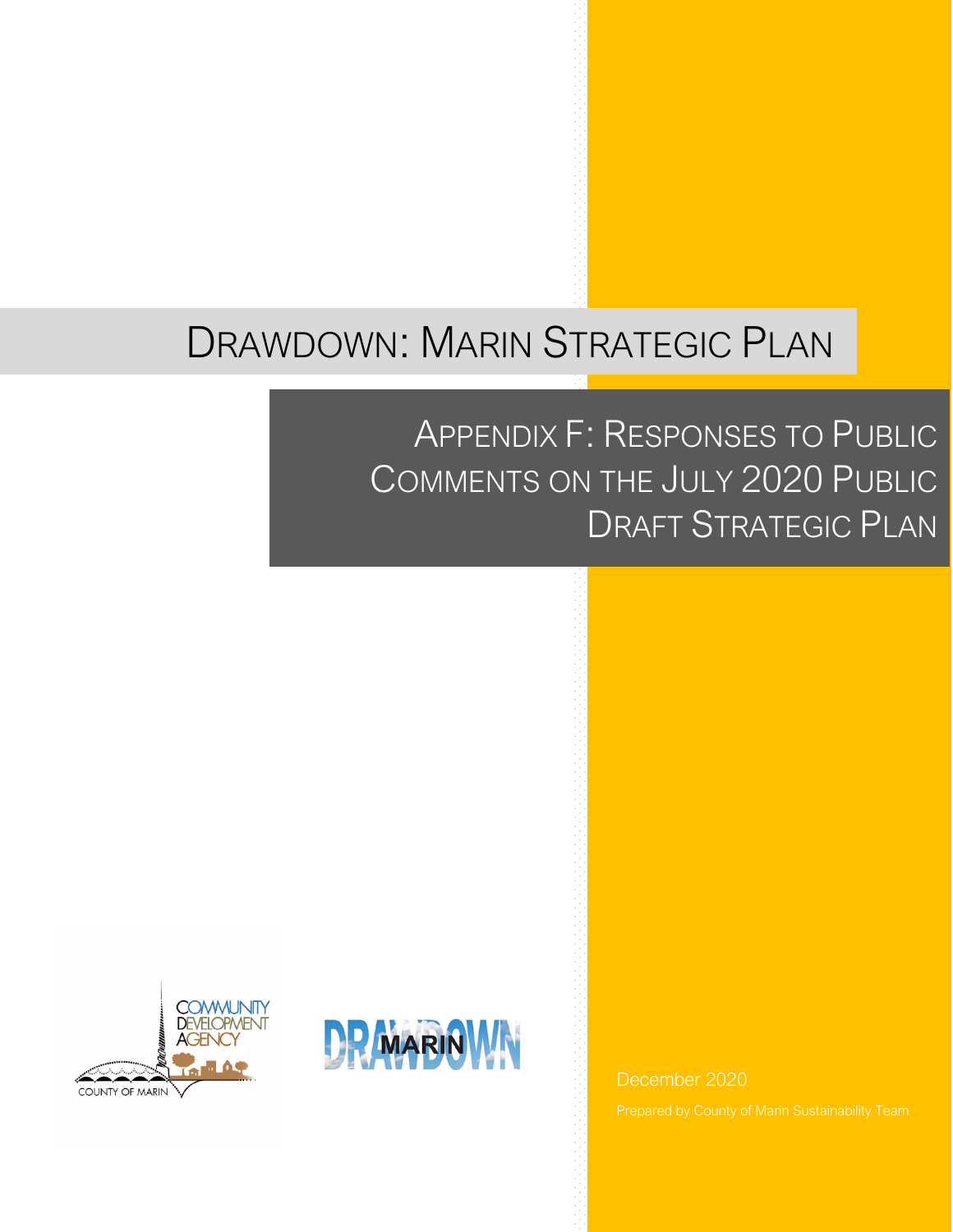# DRAWDOWN: MARIN STRATEGIC PLAN

## APPENDIX F: RESPONSES TO PUBLIC COMMENTS ON THE JULY 2020 PUBLIC DRAFT STRATEGIC PLAN

COMMUNITY DEVELOPMENT AGENCY

COUNTY OF MARIN

DRAWDOWN MARIN

December 2020

Prepared by County of Marin Sustainability Team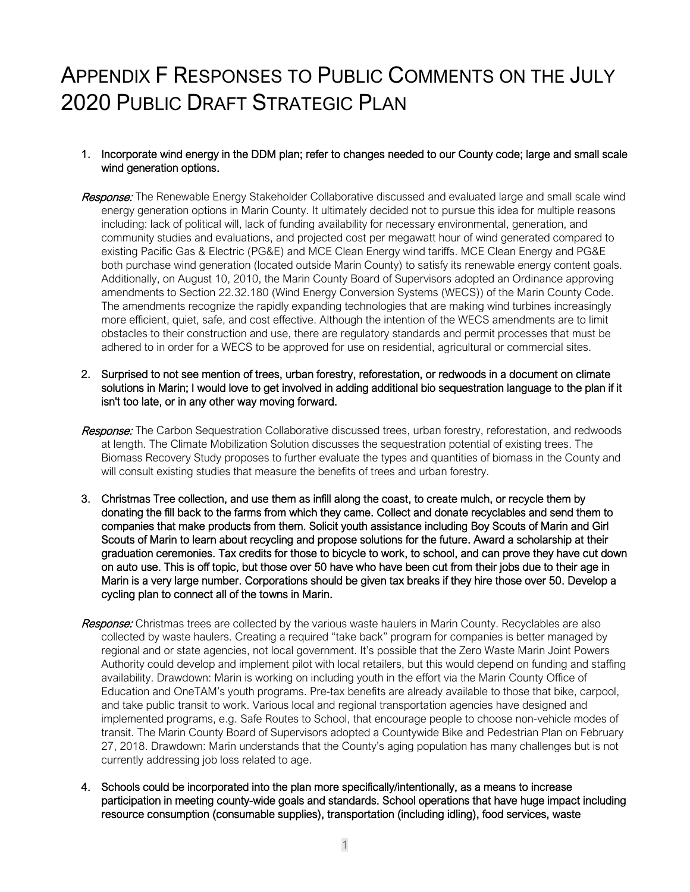# Appendix F Responses to Public Comments on the July 2020 Public Draft Strategic Plan

1. **Incorporate wind energy in the DDM plan; refer to changes needed to our County code; large and small scale wind generation options.**

*Response:* The Renewable Energy Stakeholder Collaborative discussed and evaluated large and small scale wind energy generation options in Marin County. It ultimately decided not to pursue this idea for multiple reasons including: lack of political will, lack of funding availability for necessary environmental, generation, and community studies and evaluations, and projected cost per megawatt hour of wind generated compared to existing Pacific Gas & Electric (PG&E) and MCE Clean Energy wind tariffs. MCE Clean Energy and PG&E both purchase wind generation (located outside Marin County) to satisfy its renewable energy content goals. Additionally, on August 10, 2010, the Marin County Board of Supervisors adopted an Ordinance approving amendments to Section 22.32.180 (Wind Energy Conversion Systems (WECS)) of the Marin County Code. The amendments recognize the rapidly expanding technologies that are making wind turbines increasingly more efficient, quiet, safe, and cost effective. Although the intention of the WECS amendments are to limit obstacles to their construction and use, there are regulatory standards and permit processes that must be adhered to in order for a WECS to be approved for use on residential, agricultural or commercial sites.

2. **Surprised to not see mention of trees, urban forestry, reforestation, or redwoods in a document on climate solutions in Marin; I would love to get involved in adding additional bio sequestration language to the plan if it isn't too late, or in any other way moving forward.**

*Response:* The Carbon Sequestration Collaborative discussed trees, urban forestry, reforestation, and redwoods at length. The Climate Mobilization Solution discusses the sequestration potential of existing trees. The Biomass Recovery Study proposes to further evaluate the types and quantities of biomass in the County and will consult existing studies that measure the benefits of trees and urban forestry.

3. **Christmas Tree collection, and use them as infill along the coast, to create mulch, or recycle them by donating the fill back to the farms from which they came. Collect and donate recyclables and send them to companies that make products from them. Solicit youth assistance including Boy Scouts of Marin and Girl Scouts of Marin to learn about recycling and propose solutions for the future. Award a scholarship at their graduation ceremonies. Tax credits for those to bicycle to work, to school, and can prove they have cut down on auto use. This is off topic, but those over 50 have who have been cut from their jobs due to their age in Marin is a very large number. Corporations should be given tax breaks if they hire those over 50. Develop a cycling plan to connect all of the towns in Marin.**

*Response:* Christmas trees are collected by the various waste haulers in Marin County. Recyclables are also collected by waste haulers. Creating a required "take back" program for companies is better managed by regional and or state agencies, not local government. It's possible that the Zero Waste Marin Joint Powers Authority could develop and implement pilot with local retailers, but this would depend on funding and staffing availability. Drawdown: Marin is working on including youth in the effort via the Marin County Office of Education and OneTAM's youth programs. Pre-tax benefits are already available to those that bike, carpool, and take public transit to work. Various local and regional transportation agencies have designed and implemented programs, e.g. Safe Routes to School, that encourage people to choose non-vehicle modes of transit. The Marin County Board of Supervisors adopted a Countywide Bike and Pedestrian Plan on February 27, 2018. Drawdown: Marin understands that the County's aging population has many challenges but is not currently addressing job loss related to age.

4. **Schools could be incorporated into the plan more specifically/intentionally, as a means to increase participation in meeting county-wide goals and standards. School operations that have huge impact including resource consumption (consumable supplies), transportation (including idling), food services, waste**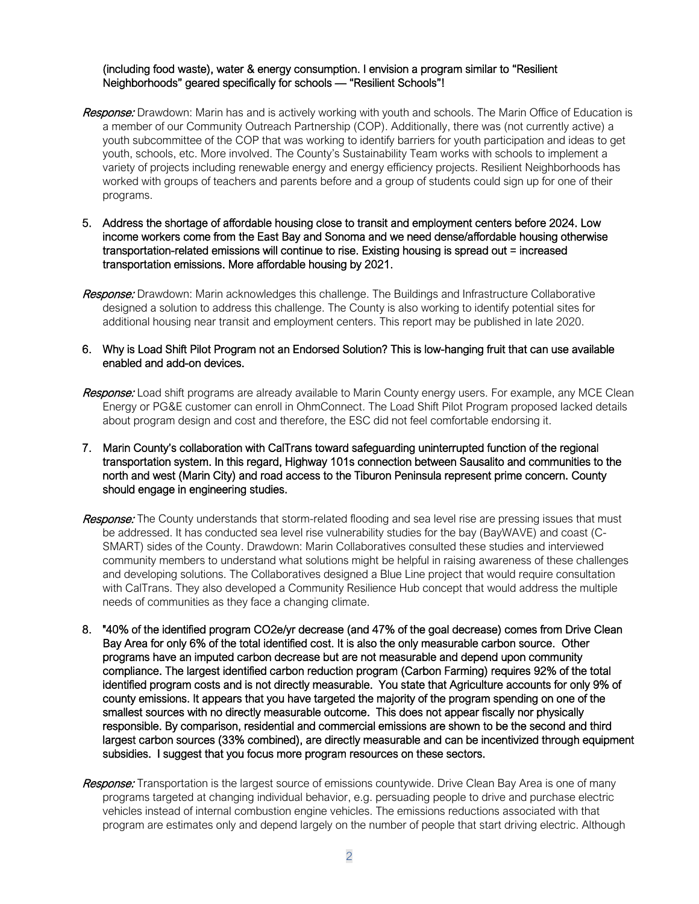(including food waste), water & energy consumption. I envision a program similar to "Resilient Neighborhoods" geared specifically for schools — "Resilient Schools"!

*Response:* Drawdown: Marin has and is actively working with youth and schools. The Marin Office of Education is a member of our Community Outreach Partnership (COP). Additionally, there was (not currently active) a youth subcommittee of the COP that was working to identify barriers for youth participation and ideas to get youth, schools, etc. More involved. The County's Sustainability Team works with schools to implement a variety of projects including renewable energy and energy efficiency projects. Resilient Neighborhoods has worked with groups of teachers and parents before and a group of students could sign up for one of their programs.

5. Address the shortage of affordable housing close to transit and employment centers before 2024. Low income workers come from the East Bay and Sonoma and we need dense/affordable housing otherwise transportation-related emissions will continue to rise. Existing housing is spread out = increased transportation emissions. More affordable housing by 2021.

*Response:* Drawdown: Marin acknowledges this challenge. The Buildings and Infrastructure Collaborative designed a solution to address this challenge. The County is also working to identify potential sites for additional housing near transit and employment centers. This report may be published in late 2020.

6. Why is Load Shift Pilot Program not an Endorsed Solution? This is low-hanging fruit that can use available enabled and add-on devices.

*Response:* Load shift programs are already available to Marin County energy users. For example, any MCE Clean Energy or PG&E customer can enroll in OhmConnect. The Load Shift Pilot Program proposed lacked details about program design and cost and therefore, the ESC did not feel comfortable endorsing it.

7. Marin County's collaboration with CalTrans toward safeguarding uninterrupted function of the regional transportation system. In this regard, Highway 101s connection between Sausalito and communities to the north and west (Marin City) and road access to the Tiburon Peninsula represent prime concern. County should engage in engineering studies.

*Response:* The County understands that storm-related flooding and sea level rise are pressing issues that must be addressed. It has conducted sea level rise vulnerability studies for the bay (BayWAVE) and coast (C-SMART) sides of the County. Drawdown: Marin Collaboratives consulted these studies and interviewed community members to understand what solutions might be helpful in raising awareness of these challenges and developing solutions. The Collaboratives designed a Blue Line project that would require consultation with CalTrans. They also developed a Community Resilience Hub concept that would address the multiple needs of communities as they face a changing climate.

8. "40% of the identified program CO2e/yr decrease (and 47% of the goal decrease) comes from Drive Clean Bay Area for only 6% of the total identified cost. It is also the only measurable carbon source. Other programs have an imputed carbon decrease but are not measurable and depend upon community compliance. The largest identified carbon reduction program (Carbon Farming) requires 92% of the total identified program costs and is not directly measurable. You state that Agriculture accounts for only 9% of county emissions. It appears that you have targeted the majority of the program spending on one of the smallest sources with no directly measurable outcome. This does not appear fiscally nor physically responsible. By comparison, residential and commercial emissions are shown to be the second and third largest carbon sources (33% combined), are directly measurable and can be incentivized through equipment subsidies. I suggest that you focus more program resources on these sectors.

*Response:* Transportation is the largest source of emissions countywide. Drive Clean Bay Area is one of many programs targeted at changing individual behavior, e.g. persuading people to drive and purchase electric vehicles instead of internal combustion engine vehicles. The emissions reductions associated with that program are estimates only and depend largely on the number of people that start driving electric. Although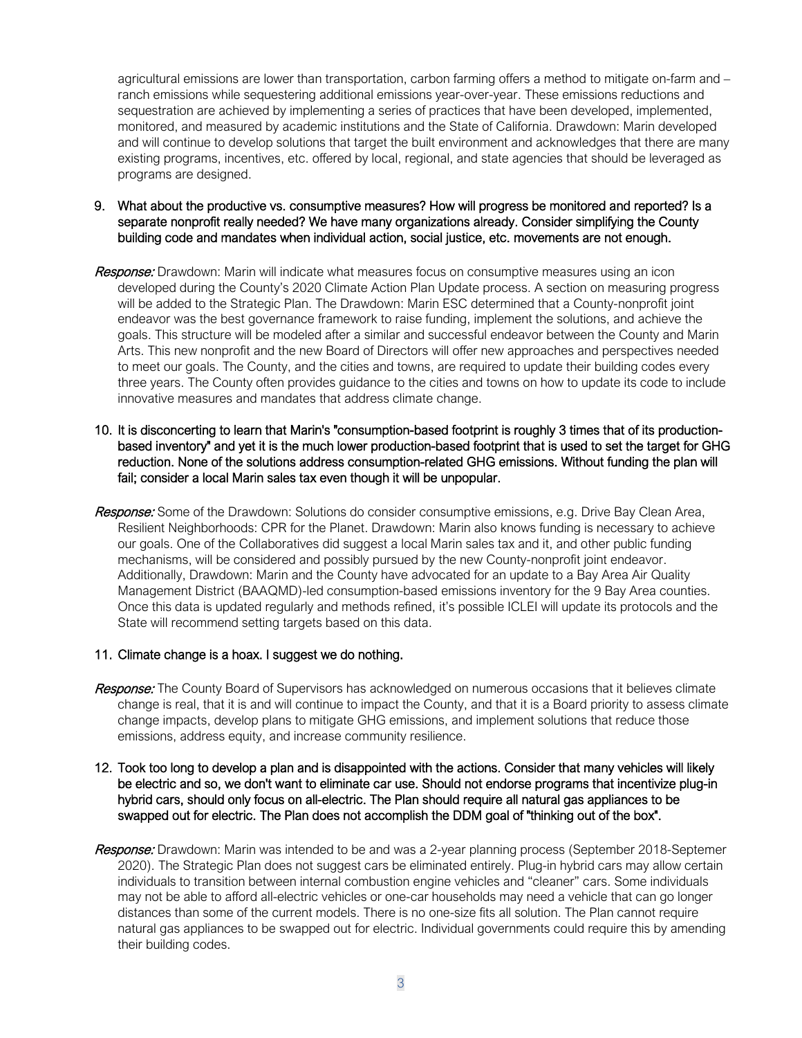agricultural emissions are lower than transportation, carbon farming offers a method to mitigate on-farm and – ranch emissions while sequestering additional emissions year-over-year. These emissions reductions and sequestration are achieved by implementing a series of practices that have been developed, implemented, monitored, and measured by academic institutions and the State of California. Drawdown: Marin developed and will continue to develop solutions that target the built environment and acknowledges that there are many existing programs, incentives, etc. offered by local, regional, and state agencies that should be leveraged as programs are designed.

9. What about the productive vs. consumptive measures? How will progress be monitored and reported? Is a separate nonprofit really needed? We have many organizations already. Consider simplifying the County building code and mandates when individual action, social justice, etc. movements are not enough.

***Response:*** Drawdown: Marin will indicate what measures focus on consumptive measures using an icon developed during the County's 2020 Climate Action Plan Update process. A section on measuring progress will be added to the Strategic Plan. The Drawdown: Marin ESC determined that a County-nonprofit joint endeavor was the best governance framework to raise funding, implement the solutions, and achieve the goals. This structure will be modeled after a similar and successful endeavor between the County and Marin Arts. This new nonprofit and the new Board of Directors will offer new approaches and perspectives needed to meet our goals. The County, and the cities and towns, are required to update their building codes every three years. The County often provides guidance to the cities and towns on how to update its code to include innovative measures and mandates that address climate change.

10. It is disconcerting to learn that Marin's "consumption-based footprint is roughly 3 times that of its production-based inventory" and yet it is the much lower production-based footprint that is used to set the target for GHG reduction. None of the solutions address consumption-related GHG emissions. Without funding the plan will fail; consider a local Marin sales tax even though it will be unpopular.

***Response:*** Some of the Drawdown: Solutions do consider consumptive emissions, e.g. Drive Bay Clean Area, Resilient Neighborhoods: CPR for the Planet. Drawdown: Marin also knows funding is necessary to achieve our goals. One of the Collaboratives did suggest a local Marin sales tax and it, and other public funding mechanisms, will be considered and possibly pursued by the new County-nonprofit joint endeavor. Additionally, Drawdown: Marin and the County have advocated for an update to a Bay Area Air Quality Management District (BAAQMD)-led consumption-based emissions inventory for the 9 Bay Area counties. Once this data is updated regularly and methods refined, it's possible ICLEI will update its protocols and the State will recommend setting targets based on this data.

11. Climate change is a hoax. I suggest we do nothing.

***Response:*** The County Board of Supervisors has acknowledged on numerous occasions that it believes climate change is real, that it is and will continue to impact the County, and that it is a Board priority to assess climate change impacts, develop plans to mitigate GHG emissions, and implement solutions that reduce those emissions, address equity, and increase community resilience.

12. Took too long to develop a plan and is disappointed with the actions. Consider that many vehicles will likely be electric and so, we don't want to eliminate car use. Should not endorse programs that incentivize plug-in hybrid cars, should only focus on all-electric. The Plan should require all natural gas appliances to be swapped out for electric. The Plan does not accomplish the DDM goal of "thinking out of the box".

***Response:*** Drawdown: Marin was intended to be and was a 2-year planning process (September 2018-Septemer 2020). The Strategic Plan does not suggest cars be eliminated entirely. Plug-in hybrid cars may allow certain individuals to transition between internal combustion engine vehicles and "cleaner" cars. Some individuals may not be able to afford all-electric vehicles or one-car households may need a vehicle that can go longer distances than some of the current models. There is no one-size fits all solution. The Plan cannot require natural gas appliances to be swapped out for electric. Individual governments could require this by amending their building codes.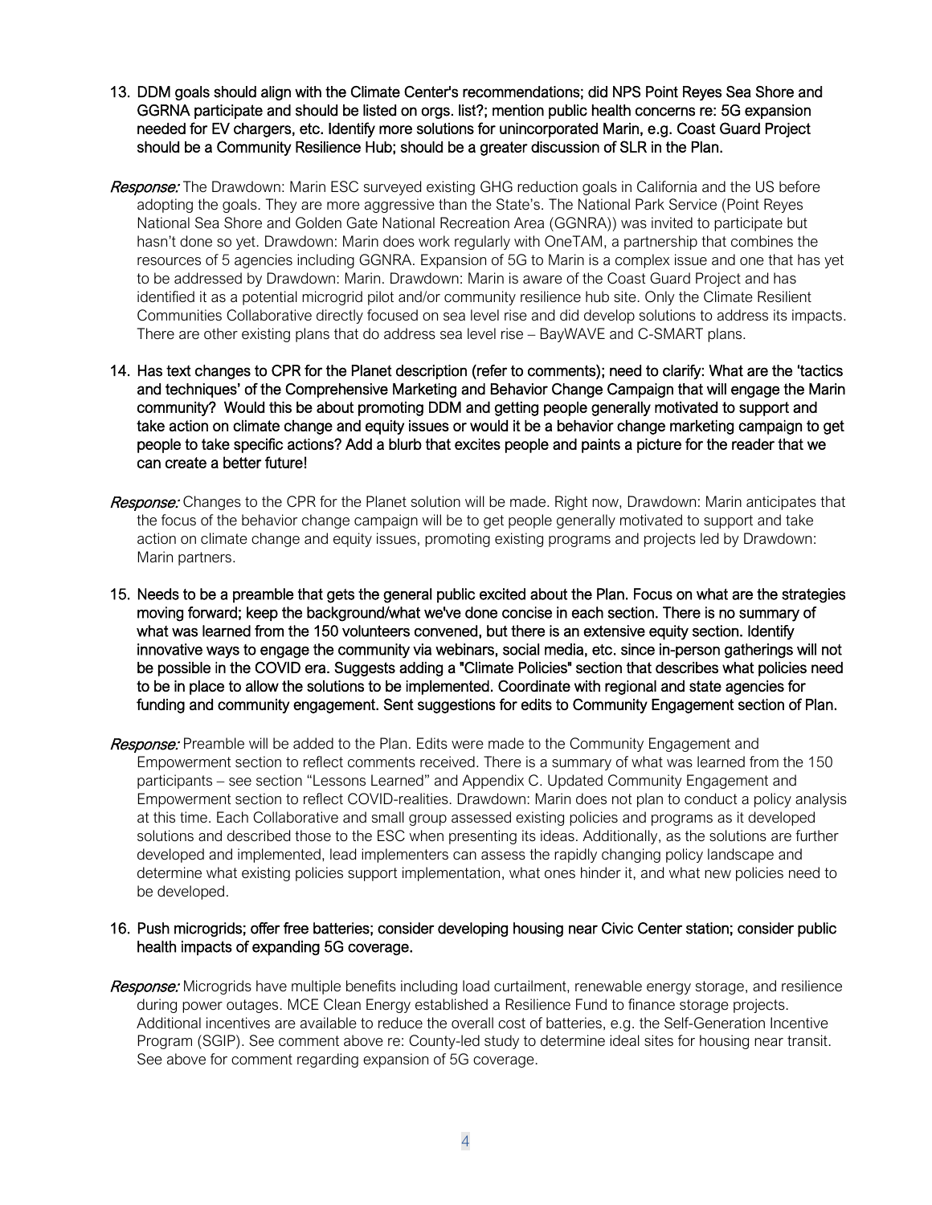13. **DDM goals should align with the Climate Center's recommendations; did NPS Point Reyes Sea Shore and GGRNA participate and should be listed on orgs. list?; mention public health concerns re: 5G expansion needed for EV chargers, etc. Identify more solutions for unincorporated Marin, e.g. Coast Guard Project should be a Community Resilience Hub; should be a greater discussion of SLR in the Plan.**

***Response:*** The Drawdown: Marin ESC surveyed existing GHG reduction goals in California and the US before adopting the goals. They are more aggressive than the State's. The National Park Service (Point Reyes National Sea Shore and Golden Gate National Recreation Area (GGNRA)) was invited to participate but hasn't done so yet. Drawdown: Marin does work regularly with OneTAM, a partnership that combines the resources of 5 agencies including GGNRA. Expansion of 5G to Marin is a complex issue and one that has yet to be addressed by Drawdown: Marin. Drawdown: Marin is aware of the Coast Guard Project and has identified it as a potential microgrid pilot and/or community resilience hub site. Only the Climate Resilient Communities Collaborative directly focused on sea level rise and did develop solutions to address its impacts. There are other existing plans that do address sea level rise – BayWAVE and C-SMART plans.

14. **Has text changes to CPR for the Planet description (refer to comments); need to clarify: What are the 'tactics and techniques' of the Comprehensive Marketing and Behavior Change Campaign that will engage the Marin community? Would this be about promoting DDM and getting people generally motivated to support and take action on climate change and equity issues or would it be a behavior change marketing campaign to get people to take specific actions? Add a blurb that excites people and paints a picture for the reader that we can create a better future!**

***Response:*** Changes to the CPR for the Planet solution will be made. Right now, Drawdown: Marin anticipates that the focus of the behavior change campaign will be to get people generally motivated to support and take action on climate change and equity issues, promoting existing programs and projects led by Drawdown: Marin partners.

15. **Needs to be a preamble that gets the general public excited about the Plan. Focus on what are the strategies moving forward; keep the background/what we've done concise in each section. There is no summary of what was learned from the 150 volunteers convened, but there is an extensive equity section. Identify innovative ways to engage the community via webinars, social media, etc. since in-person gatherings will not be possible in the COVID era. Suggests adding a "Climate Policies" section that describes what policies need to be in place to allow the solutions to be implemented. Coordinate with regional and state agencies for funding and community engagement. Sent suggestions for edits to Community Engagement section of Plan.**

***Response:*** Preamble will be added to the Plan. Edits were made to the Community Engagement and Empowerment section to reflect comments received. There is a summary of what was learned from the 150 participants – see section "Lessons Learned" and Appendix C. Updated Community Engagement and Empowerment section to reflect COVID-realities. Drawdown: Marin does not plan to conduct a policy analysis at this time. Each Collaborative and small group assessed existing policies and programs as it developed solutions and described those to the ESC when presenting its ideas. Additionally, as the solutions are further developed and implemented, lead implementers can assess the rapidly changing policy landscape and determine what existing policies support implementation, what ones hinder it, and what new policies need to be developed.

16. **Push microgrids; offer free batteries; consider developing housing near Civic Center station; consider public health impacts of expanding 5G coverage.**

***Response:*** Microgrids have multiple benefits including load curtailment, renewable energy storage, and resilience during power outages. MCE Clean Energy established a Resilience Fund to finance storage projects. Additional incentives are available to reduce the overall cost of batteries, e.g. the Self-Generation Incentive Program (SGIP). See comment above re: County-led study to determine ideal sites for housing near transit. See above for comment regarding expansion of 5G coverage.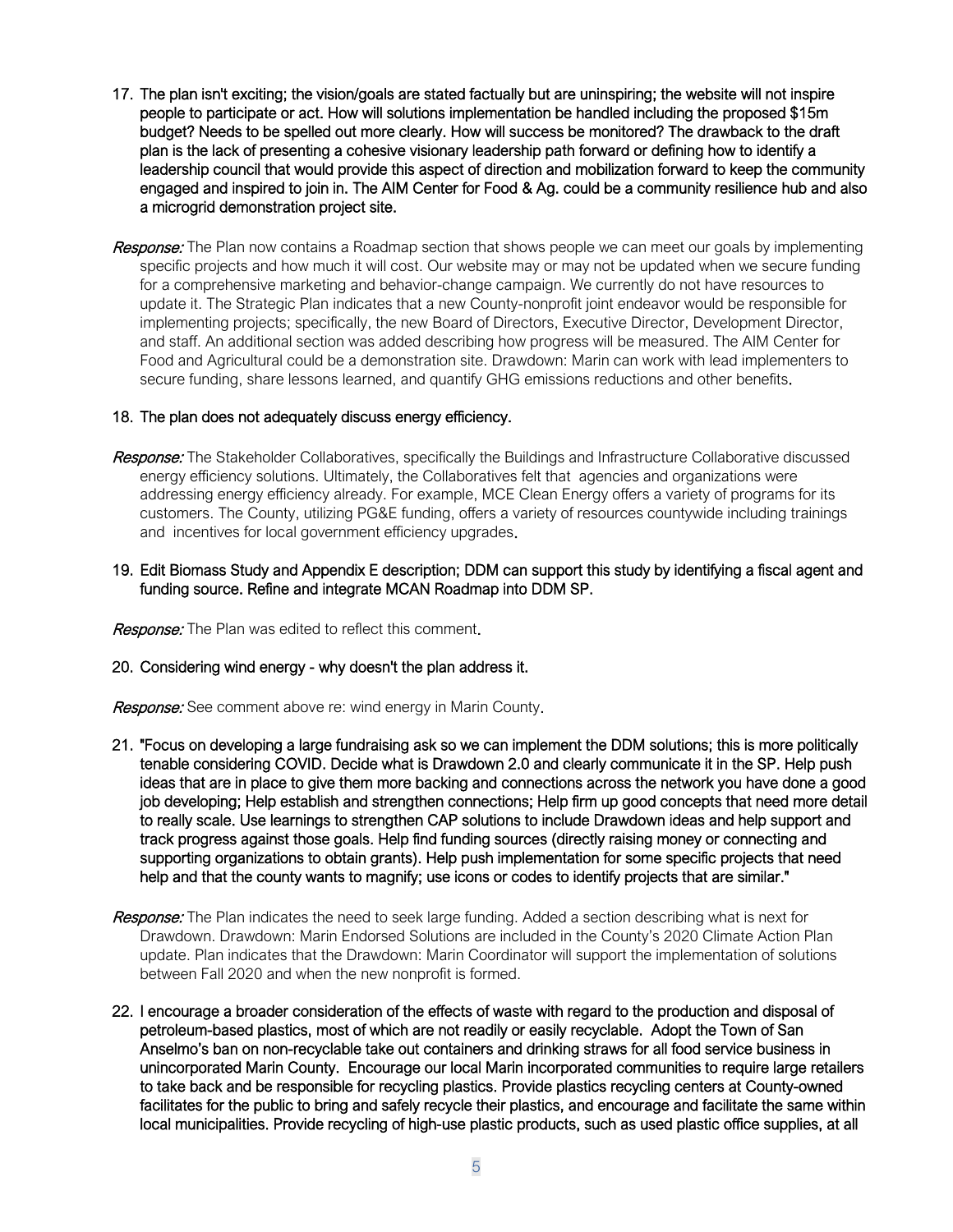17. **The plan isn't exciting; the vision/goals are stated factually but are uninspiring; the website will not inspire people to participate or act. How will solutions implementation be handled including the proposed $15m budget? Needs to be spelled out more clearly. How will success be monitored? The drawback to the draft plan is the lack of presenting a cohesive visionary leadership path forward or defining how to identify a leadership council that would provide this aspect of direction and mobilization forward to keep the community engaged and inspired to join in. The AIM Center for Food & Ag. could be a community resilience hub and also a microgrid demonstration project site.**

*Response:* The Plan now contains a Roadmap section that shows people we can meet our goals by implementing specific projects and how much it will cost. Our website may or may not be updated when we secure funding for a comprehensive marketing and behavior-change campaign. We currently do not have resources to update it. The Strategic Plan indicates that a new County-nonprofit joint endeavor would be responsible for implementing projects; specifically, the new Board of Directors, Executive Director, Development Director, and staff. An additional section was added describing how progress will be measured. The AIM Center for Food and Agricultural could be a demonstration site. Drawdown: Marin can work with lead implementers to secure funding, share lessons learned, and quantify GHG emissions reductions and other benefits.

18. **The plan does not adequately discuss energy efficiency.**

*Response:* The Stakeholder Collaboratives, specifically the Buildings and Infrastructure Collaborative discussed energy efficiency solutions. Ultimately, the Collaboratives felt that agencies and organizations were addressing energy efficiency already. For example, MCE Clean Energy offers a variety of programs for its customers. The County, utilizing PG&E funding, offers a variety of resources countywide including trainings and incentives for local government efficiency upgrades.

19. **Edit Biomass Study and Appendix E description; DDM can support this study by identifying a fiscal agent and funding source. Refine and integrate MCAN Roadmap into DDM SP.**

*Response:* The Plan was edited to reflect this comment.

20. **Considering wind energy - why doesn't the plan address it.**

*Response:* See comment above re: wind energy in Marin County.

21. **"Focus on developing a large fundraising ask so we can implement the DDM solutions; this is more politically tenable considering COVID. Decide what is Drawdown 2.0 and clearly communicate it in the SP. Help push ideas that are in place to give them more backing and connections across the network you have done a good job developing; Help establish and strengthen connections; Help firm up good concepts that need more detail to really scale. Use learnings to strengthen CAP solutions to include Drawdown ideas and help support and track progress against those goals. Help find funding sources (directly raising money or connecting and supporting organizations to obtain grants). Help push implementation for some specific projects that need help and that the county wants to magnify; use icons or codes to identify projects that are similar."**

*Response:* The Plan indicates the need to seek large funding. Added a section describing what is next for Drawdown. Drawdown: Marin Endorsed Solutions are included in the County's 2020 Climate Action Plan update. Plan indicates that the Drawdown: Marin Coordinator will support the implementation of solutions between Fall 2020 and when the new nonprofit is formed.

22. **I encourage a broader consideration of the effects of waste with regard to the production and disposal of petroleum-based plastics, most of which are not readily or easily recyclable. Adopt the Town of San Anselmo's ban on non-recyclable take out containers and drinking straws for all food service business in unincorporated Marin County. Encourage our local Marin incorporated communities to require large retailers to take back and be responsible for recycling plastics. Provide plastics recycling centers at County-owned facilitates for the public to bring and safely recycle their plastics, and encourage and facilitate the same within local municipalities. Provide recycling of high-use plastic products, such as used plastic office supplies, at all**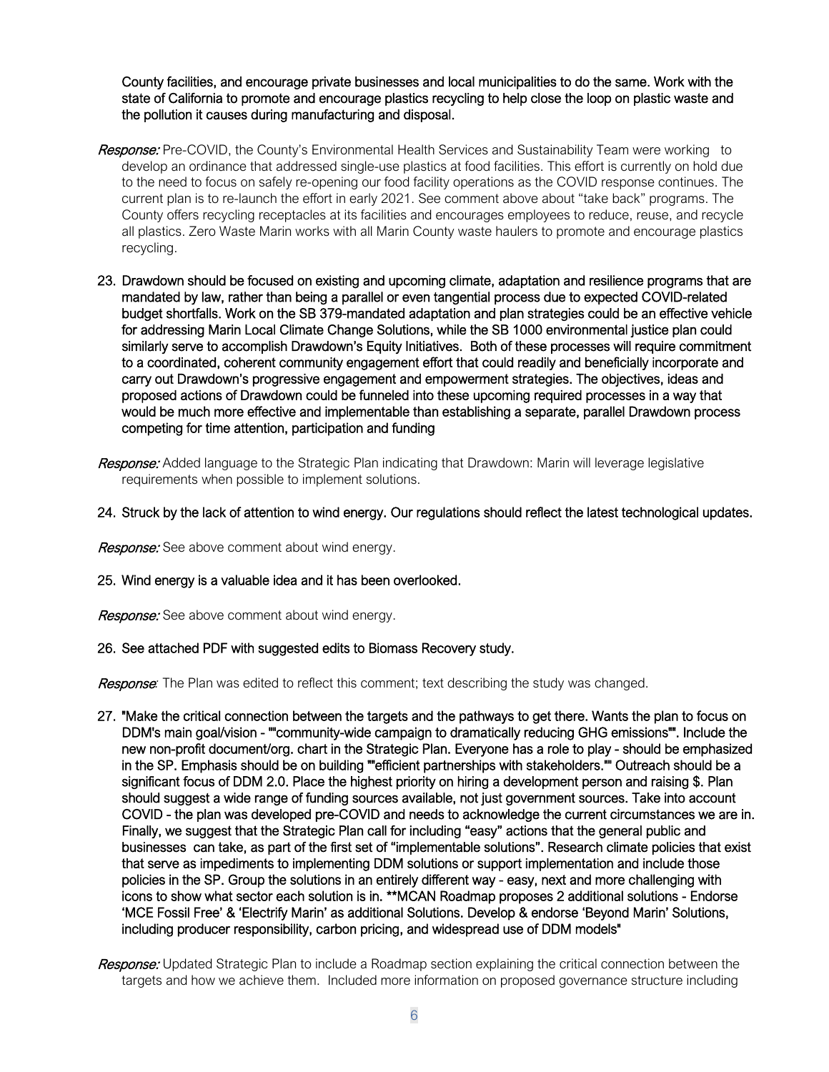County facilities, and encourage private businesses and local municipalities to do the same. Work with the state of California to promote and encourage plastics recycling to help close the loop on plastic waste and the pollution it causes during manufacturing and disposal.

*Response:* Pre-COVID, the County's Environmental Health Services and Sustainability Team were working to develop an ordinance that addressed single-use plastics at food facilities. This effort is currently on hold due to the need to focus on safely re-opening our food facility operations as the COVID response continues. The current plan is to re-launch the effort in early 2021. See comment above about "take back" programs. The County offers recycling receptacles at its facilities and encourages employees to reduce, reuse, and recycle all plastics. Zero Waste Marin works with all Marin County waste haulers to promote and encourage plastics recycling.

23. Drawdown should be focused on existing and upcoming climate, adaptation and resilience programs that are mandated by law, rather than being a parallel or even tangential process due to expected COVID-related budget shortfalls. Work on the SB 379-mandated adaptation and plan strategies could be an effective vehicle for addressing Marin Local Climate Change Solutions, while the SB 1000 environmental justice plan could similarly serve to accomplish Drawdown's Equity Initiatives. Both of these processes will require commitment to a coordinated, coherent community engagement effort that could readily and beneficially incorporate and carry out Drawdown's progressive engagement and empowerment strategies. The objectives, ideas and proposed actions of Drawdown could be funneled into these upcoming required processes in a way that would be much more effective and implementable than establishing a separate, parallel Drawdown process competing for time attention, participation and funding

*Response:* Added language to the Strategic Plan indicating that Drawdown: Marin will leverage legislative requirements when possible to implement solutions.

24. Struck by the lack of attention to wind energy. Our regulations should reflect the latest technological updates.

*Response:* See above comment about wind energy.

25. Wind energy is a valuable idea and it has been overlooked.

*Response:* See above comment about wind energy.

26. See attached PDF with suggested edits to Biomass Recovery study.

*Response*: The Plan was edited to reflect this comment; text describing the study was changed.

27. "Make the critical connection between the targets and the pathways to get there. Wants the plan to focus on DDM's main goal/vision - ""community-wide campaign to dramatically reducing GHG emissions"". Include the new non-profit document/org. chart in the Strategic Plan. Everyone has a role to play - should be emphasized in the SP. Emphasis should be on building ""efficient partnerships with stakeholders."" Outreach should be a significant focus of DDM 2.0. Place the highest priority on hiring a development person and raising $. Plan should suggest a wide range of funding sources available, not just government sources. Take into account COVID - the plan was developed pre-COVID and needs to acknowledge the current circumstances we are in. Finally, we suggest that the Strategic Plan call for including "easy" actions that the general public and businesses can take, as part of the first set of "implementable solutions". Research climate policies that exist that serve as impediments to implementing DDM solutions or support implementation and include those policies in the SP. Group the solutions in an entirely different way - easy, next and more challenging with icons to show what sector each solution is in. **MCAN Roadmap proposes 2 additional solutions - Endorse 'MCE Fossil Free' & 'Electrify Marin' as additional Solutions. Develop & endorse 'Beyond Marin' Solutions, including producer responsibility, carbon pricing, and widespread use of DDM models"

*Response:* Updated Strategic Plan to include a Roadmap section explaining the critical connection between the targets and how we achieve them. Included more information on proposed governance structure including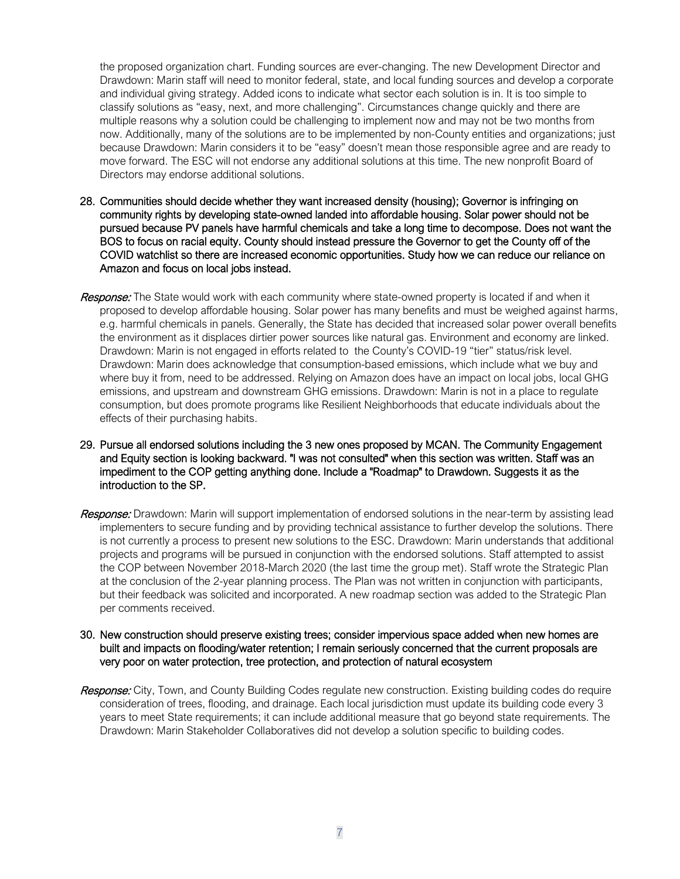the proposed organization chart. Funding sources are ever-changing. The new Development Director and Drawdown: Marin staff will need to monitor federal, state, and local funding sources and develop a corporate and individual giving strategy. Added icons to indicate what sector each solution is in. It is too simple to classify solutions as "easy, next, and more challenging". Circumstances change quickly and there are multiple reasons why a solution could be challenging to implement now and may not be two months from now. Additionally, many of the solutions are to be implemented by non-County entities and organizations; just because Drawdown: Marin considers it to be "easy" doesn't mean those responsible agree and are ready to move forward. The ESC will not endorse any additional solutions at this time. The new nonprofit Board of Directors may endorse additional solutions.

28. Communities should decide whether they want increased density (housing); Governor is infringing on community rights by developing state-owned landed into affordable housing. Solar power should not be pursued because PV panels have harmful chemicals and take a long time to decompose. Does not want the BOS to focus on racial equity. County should instead pressure the Governor to get the County off of the COVID watchlist so there are increased economic opportunities. Study how we can reduce our reliance on Amazon and focus on local jobs instead.

*Response:* The State would work with each community where state-owned property is located if and when it proposed to develop affordable housing. Solar power has many benefits and must be weighed against harms, e.g. harmful chemicals in panels. Generally, the State has decided that increased solar power overall benefits the environment as it displaces dirtier power sources like natural gas. Environment and economy are linked. Drawdown: Marin is not engaged in efforts related to the County's COVID-19 "tier" status/risk level. Drawdown: Marin does acknowledge that consumption-based emissions, which include what we buy and where buy it from, need to be addressed. Relying on Amazon does have an impact on local jobs, local GHG emissions, and upstream and downstream GHG emissions. Drawdown: Marin is not in a place to regulate consumption, but does promote programs like Resilient Neighborhoods that educate individuals about the effects of their purchasing habits.

29. Pursue all endorsed solutions including the 3 new ones proposed by MCAN. The Community Engagement and Equity section is looking backward. "I was not consulted" when this section was written. Staff was an impediment to the COP getting anything done. Include a "Roadmap" to Drawdown. Suggests it as the introduction to the SP.

*Response:* Drawdown: Marin will support implementation of endorsed solutions in the near-term by assisting lead implementers to secure funding and by providing technical assistance to further develop the solutions. There is not currently a process to present new solutions to the ESC. Drawdown: Marin understands that additional projects and programs will be pursued in conjunction with the endorsed solutions. Staff attempted to assist the COP between November 2018-March 2020 (the last time the group met). Staff wrote the Strategic Plan at the conclusion of the 2-year planning process. The Plan was not written in conjunction with participants, but their feedback was solicited and incorporated. A new roadmap section was added to the Strategic Plan per comments received.

30. New construction should preserve existing trees; consider impervious space added when new homes are built and impacts on flooding/water retention; I remain seriously concerned that the current proposals are very poor on water protection, tree protection, and protection of natural ecosystem

*Response:* City, Town, and County Building Codes regulate new construction. Existing building codes do require consideration of trees, flooding, and drainage. Each local jurisdiction must update its building code every 3 years to meet State requirements; it can include additional measure that go beyond state requirements. The Drawdown: Marin Stakeholder Collaboratives did not develop a solution specific to building codes.